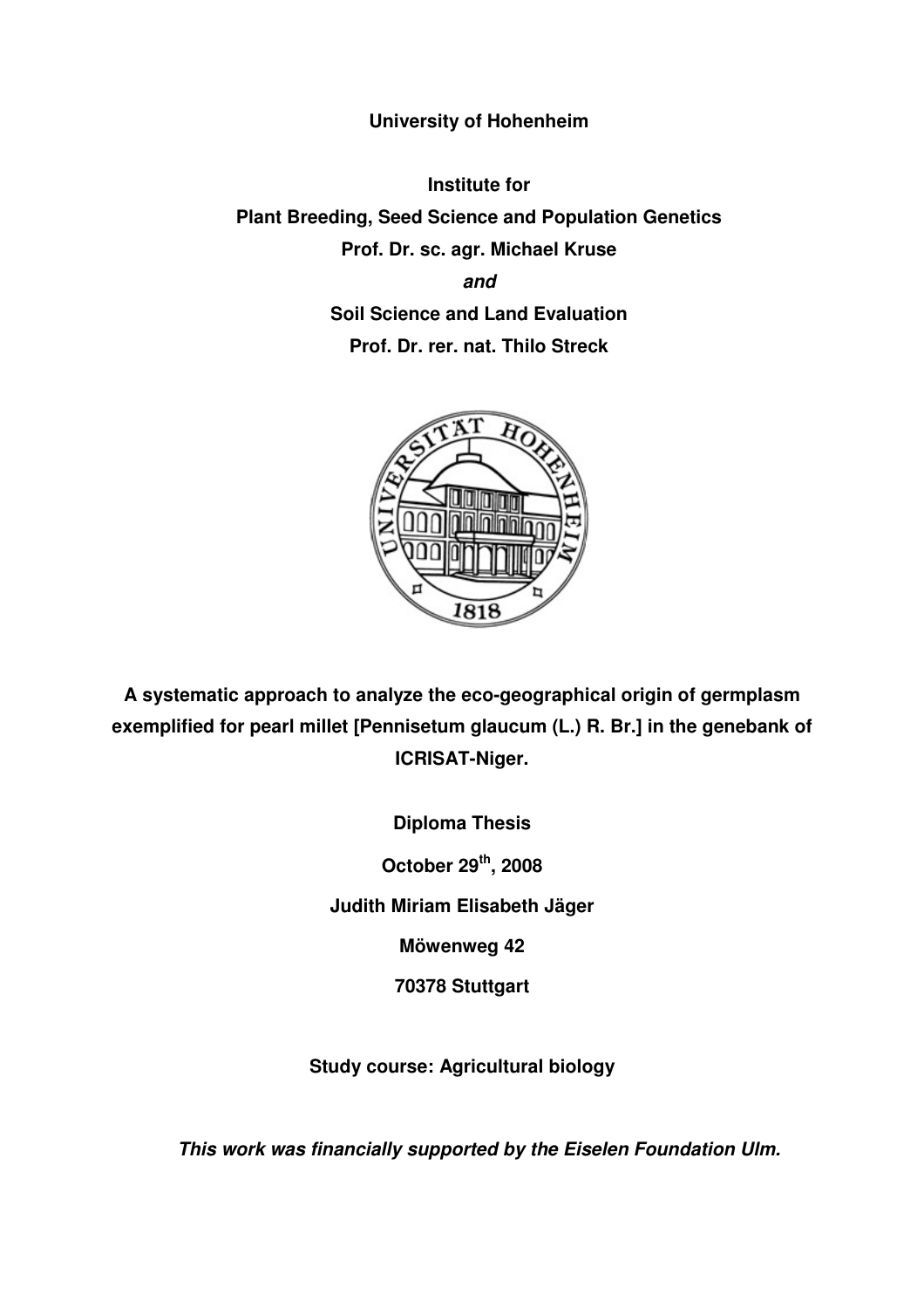**University of Hohenheim**

**Institute for**

**Plant Breeding, Seed Science and Population Genetics**

**Prof. Dr. sc. agr. Michael Kruse**

***and***

**Soil Science and Land Evaluation**

**Prof. Dr. rer. nat. Thilo Streck**

**A systematic approach to analyze the eco-geographical origin of germplasm exemplified for pearl millet [Pennisetum glaucum (L.) R. Br.] in the genebank of ICRISAT-Niger.**

**Diploma Thesis**

**October 29th, 2008**

**Judith Miriam Elisabeth Jäger**

**Möwenweg 42**

**70378 Stuttgart**

**Study course: Agricultural biology**

***This work was financially supported by the Eiselen Foundation Ulm.***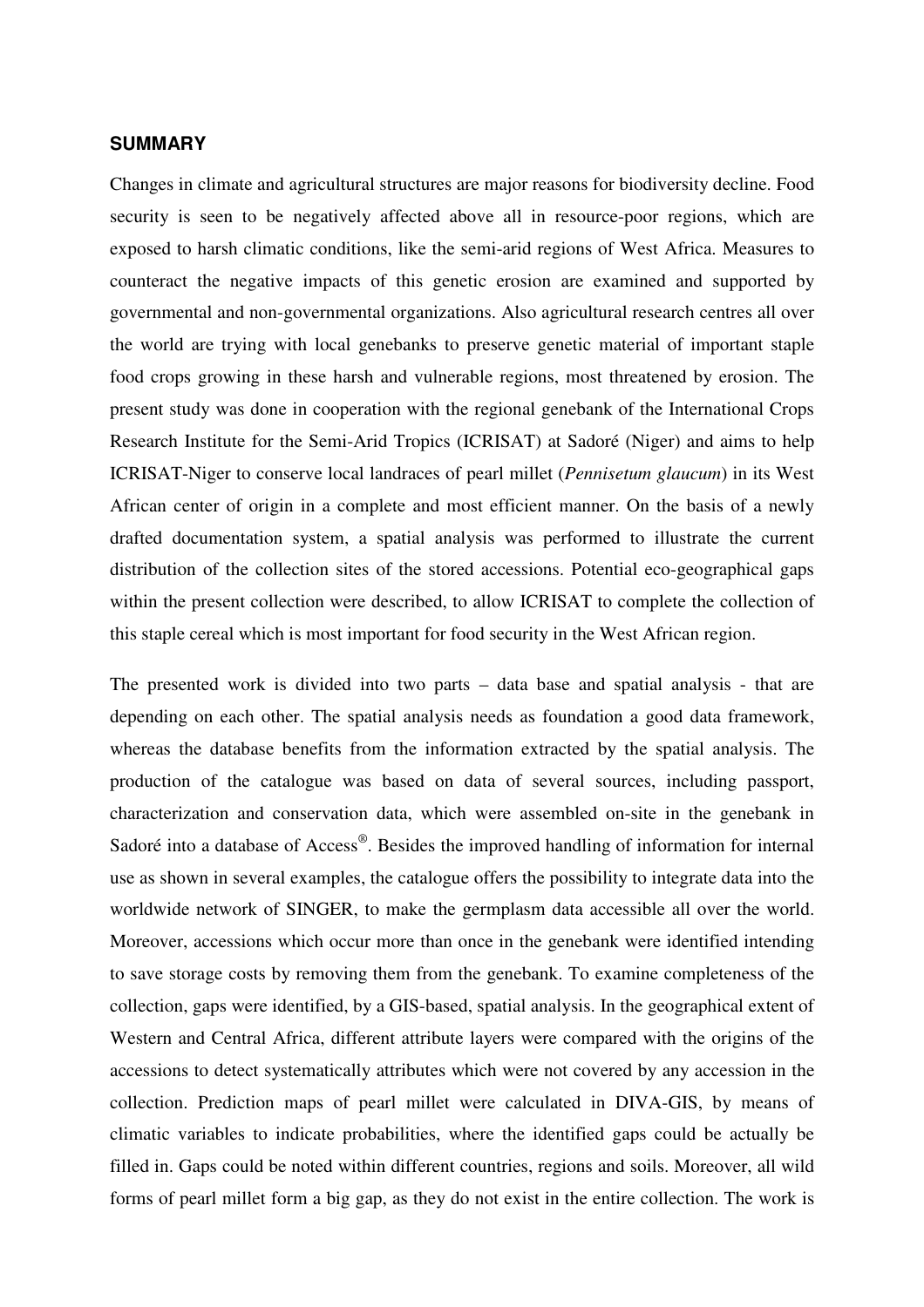## SUMMARY

Changes in climate and agricultural structures are major reasons for biodiversity decline. Food security is seen to be negatively affected above all in resource-poor regions, which are exposed to harsh climatic conditions, like the semi-arid regions of West Africa. Measures to counteract the negative impacts of this genetic erosion are examined and supported by governmental and non-governmental organizations. Also agricultural research centres all over the world are trying with local genebanks to preserve genetic material of important staple food crops growing in these harsh and vulnerable regions, most threatened by erosion. The present study was done in cooperation with the regional genebank of the International Crops Research Institute for the Semi-Arid Tropics (ICRISAT) at Sadoré (Niger) and aims to help ICRISAT-Niger to conserve local landraces of pearl millet (*Pennisetum glaucum*) in its West African center of origin in a complete and most efficient manner. On the basis of a newly drafted documentation system, a spatial analysis was performed to illustrate the current distribution of the collection sites of the stored accessions. Potential eco-geographical gaps within the present collection were described, to allow ICRISAT to complete the collection of this staple cereal which is most important for food security in the West African region.

The presented work is divided into two parts – data base and spatial analysis - that are depending on each other. The spatial analysis needs as foundation a good data framework, whereas the database benefits from the information extracted by the spatial analysis. The production of the catalogue was based on data of several sources, including passport, characterization and conservation data, which were assembled on-site in the genebank in Sadoré into a database of Access®. Besides the improved handling of information for internal use as shown in several examples, the catalogue offers the possibility to integrate data into the worldwide network of SINGER, to make the germplasm data accessible all over the world. Moreover, accessions which occur more than once in the genebank were identified intending to save storage costs by removing them from the genebank. To examine completeness of the collection, gaps were identified, by a GIS-based, spatial analysis. In the geographical extent of Western and Central Africa, different attribute layers were compared with the origins of the accessions to detect systematically attributes which were not covered by any accession in the collection. Prediction maps of pearl millet were calculated in DIVA-GIS, by means of climatic variables to indicate probabilities, where the identified gaps could be actually be filled in. Gaps could be noted within different countries, regions and soils. Moreover, all wild forms of pearl millet form a big gap, as they do not exist in the entire collection. The work is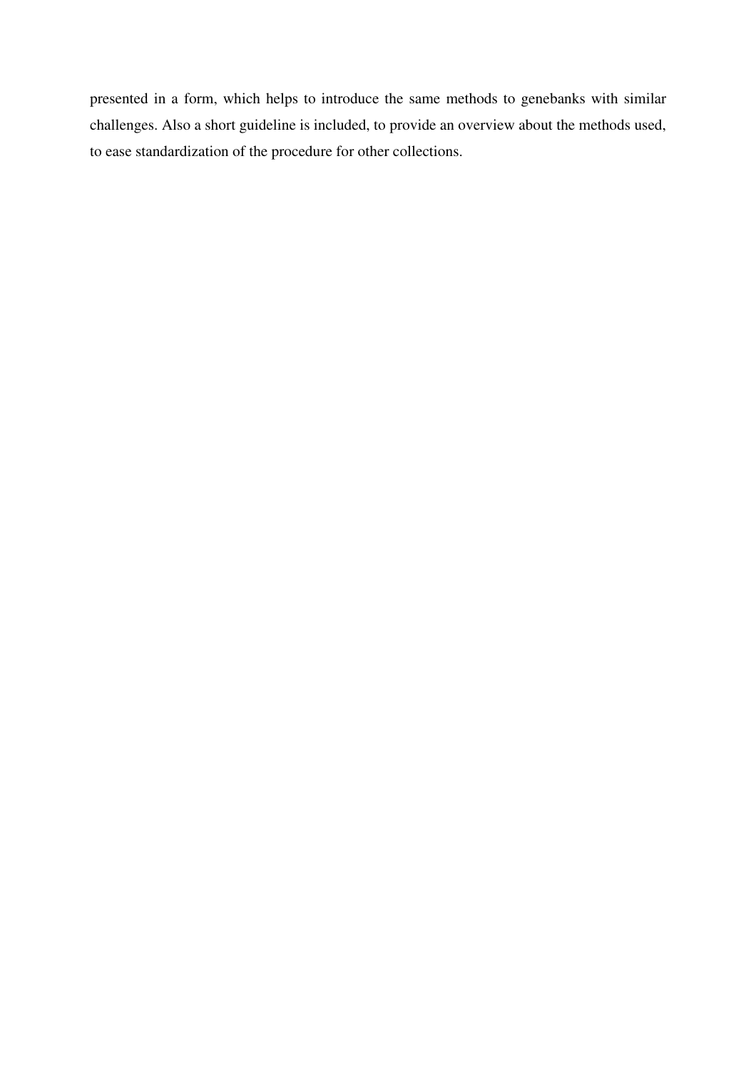presented in a form, which helps to introduce the same methods to genebanks with similar challenges. Also a short guideline is included, to provide an overview about the methods used, to ease standardization of the procedure for other collections.